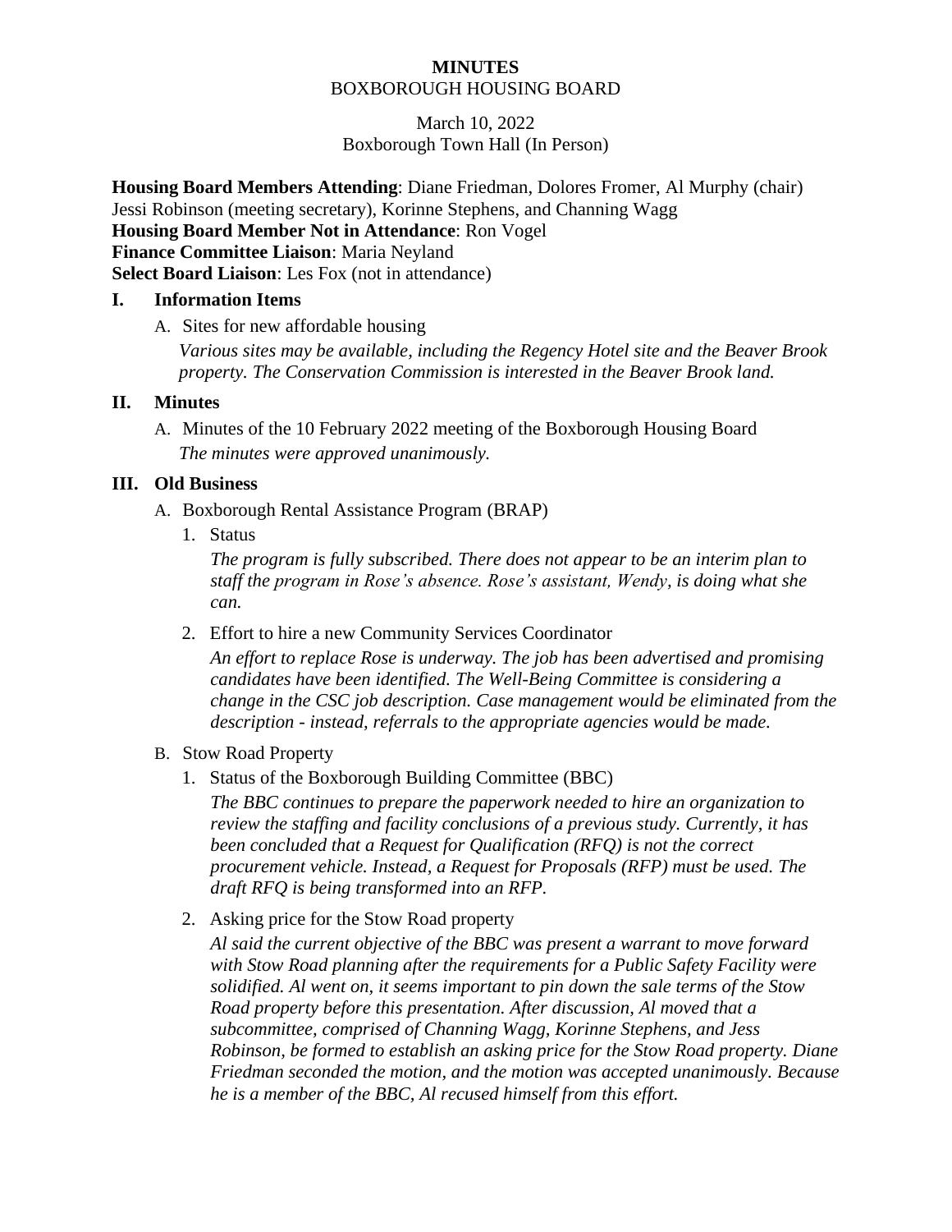**MINUTES**

BOXBOROUGH HOUSING BOARD

March 10, 2022

Boxborough Town Hall (In Person)

**Housing Board Members Attending**: Diane Friedman, Dolores Fromer, Al Murphy (chair) Jessi Robinson (meeting secretary), Korinne Stephens, and Channing Wagg

**Housing Board Member Not in Attendance**: Ron Vogel

**Finance Committee Liaison**: Maria Neyland

**Select Board Liaison**: Les Fox (not in attendance)

## I. Information Items

A. Sites for new affordable housing

*Various sites may be available, including the Regency Hotel site and the Beaver Brook property. The Conservation Commission is interested in the Beaver Brook land.*

## II. Minutes

A. Minutes of the 10 February 2022 meeting of the Boxborough Housing Board

*The minutes were approved unanimously.*

## III. Old Business

A. Boxborough Rental Assistance Program (BRAP)

1. Status

   *The program is fully subscribed. There does not appear to be an interim plan to staff the program in Rose's absence. Rose's assistant, Wendy, is doing what she can.*

2. Effort to hire a new Community Services Coordinator

   *An effort to replace Rose is underway. The job has been advertised and promising candidates have been identified. The Well-Being Committee is considering a change in the CSC job description. Case management would be eliminated from the description - instead, referrals to the appropriate agencies would be made.*

B. Stow Road Property

1. Status of the Boxborough Building Committee (BBC)

   *The BBC continues to prepare the paperwork needed to hire an organization to review the staffing and facility conclusions of a previous study. Currently, it has been concluded that a Request for Qualification (RFQ) is not the correct procurement vehicle. Instead, a Request for Proposals (RFP) must be used. The draft RFQ is being transformed into an RFP.*

2. Asking price for the Stow Road property

   *Al said the current objective of the BBC was present a warrant to move forward with Stow Road planning after the requirements for a Public Safety Facility were solidified. Al went on, it seems important to pin down the sale terms of the Stow Road property before this presentation. After discussion, Al moved that a subcommittee, comprised of Channing Wagg, Korinne Stephens, and Jess Robinson, be formed to establish an asking price for the Stow Road property. Diane Friedman seconded the motion, and the motion was accepted unanimously. Because he is a member of the BBC, Al recused himself from this effort.*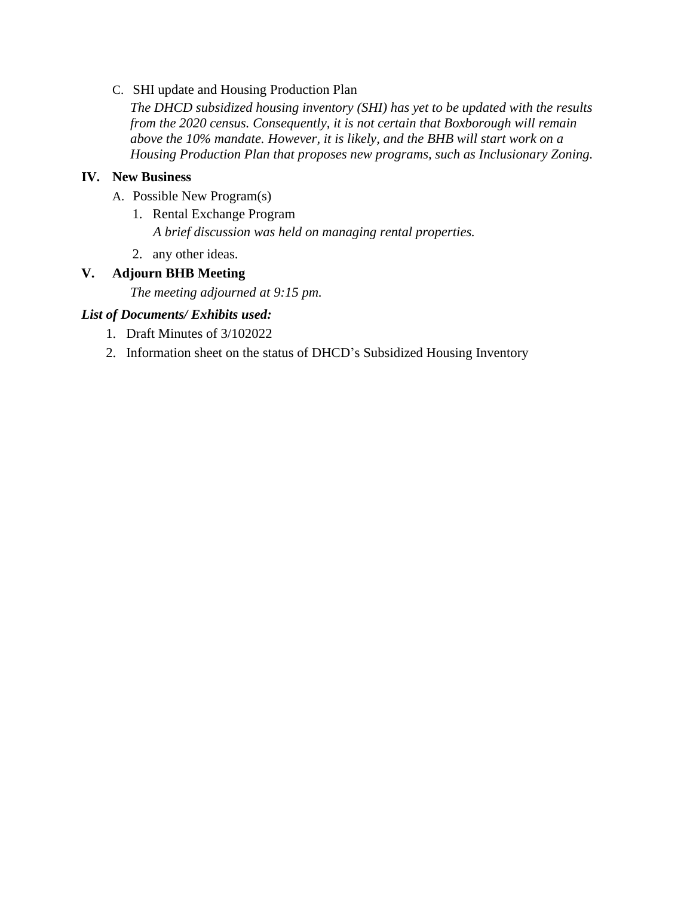C. SHI update and Housing Production Plan

*The DHCD subsidized housing inventory (SHI) has yet to be updated with the results from the 2020 census. Consequently, it is not certain that Boxborough will remain above the 10% mandate. However, it is likely, and the BHB will start work on a Housing Production Plan that proposes new programs, such as Inclusionary Zoning.*

## IV. New Business

A. Possible New Program(s)

1. Rental Exchange Program

   *A brief discussion was held on managing rental properties.*

2. any other ideas.

## V. Adjourn BHB Meeting

*The meeting adjourned at 9:15 pm.*

***List of Documents/ Exhibits used:***

1. Draft Minutes of 3/102022
2. Information sheet on the status of DHCD's Subsidized Housing Inventory